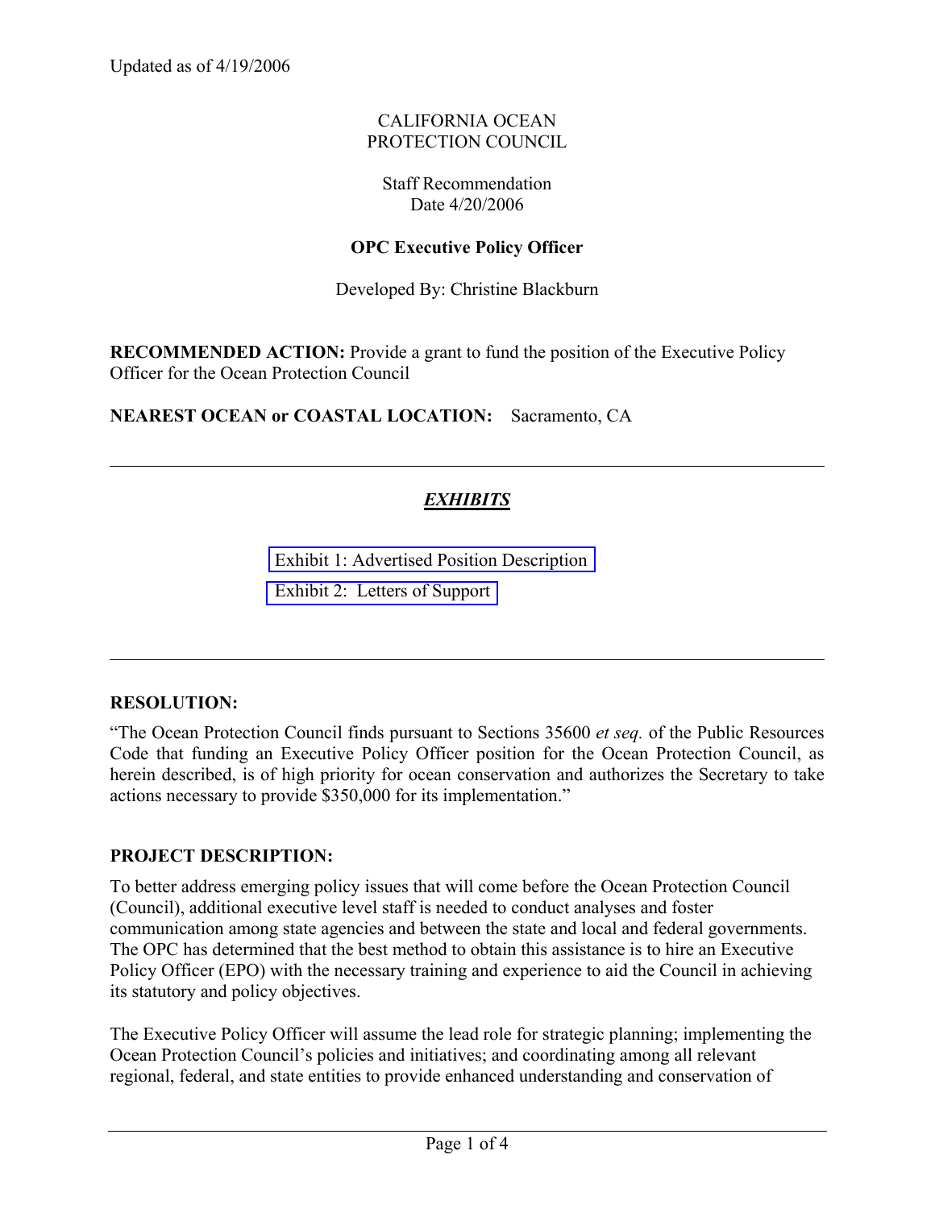Updated as of 4/19/2006

CALIFORNIA OCEAN
PROTECTION COUNCIL

Staff Recommendation
Date 4/20/2006

**OPC Executive Policy Officer**

Developed By: Christine Blackburn

**RECOMMENDED ACTION:** Provide a grant to fund the position of the Executive Policy Officer for the Ocean Protection Council

**NEAREST OCEAN or COASTAL LOCATION:** Sacramento, CA

---

***EXHIBITS***

Exhibit 1: Advertised Position Description

Exhibit 2: Letters of Support

---

**RESOLUTION:**

"The Ocean Protection Council finds pursuant to Sections 35600 *et seq.* of the Public Resources Code that funding an Executive Policy Officer position for the Ocean Protection Council, as herein described, is of high priority for ocean conservation and authorizes the Secretary to take actions necessary to provide $350,000 for its implementation."

**PROJECT DESCRIPTION:**

To better address emerging policy issues that will come before the Ocean Protection Council (Council), additional executive level staff is needed to conduct analyses and foster communication among state agencies and between the state and local and federal governments. The OPC has determined that the best method to obtain this assistance is to hire an Executive Policy Officer (EPO) with the necessary training and experience to aid the Council in achieving its statutory and policy objectives.

The Executive Policy Officer will assume the lead role for strategic planning; implementing the Ocean Protection Council's policies and initiatives; and coordinating among all relevant regional, federal, and state entities to provide enhanced understanding and conservation of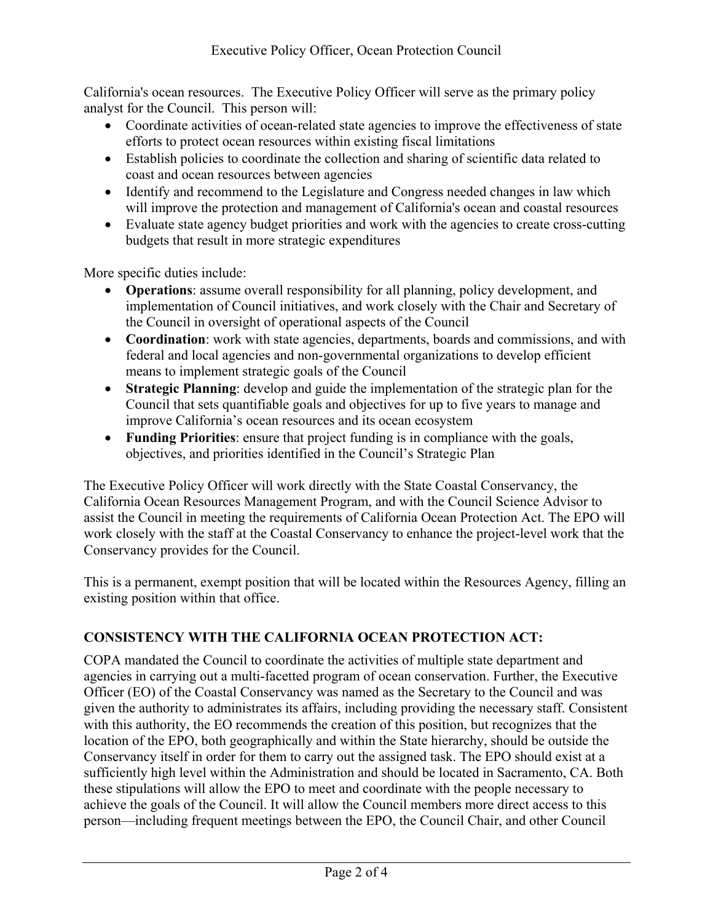California's ocean resources. The Executive Policy Officer will serve as the primary policy analyst for the Council. This person will:

- Coordinate activities of ocean-related state agencies to improve the effectiveness of state efforts to protect ocean resources within existing fiscal limitations
- Establish policies to coordinate the collection and sharing of scientific data related to coast and ocean resources between agencies
- Identify and recommend to the Legislature and Congress needed changes in law which will improve the protection and management of California's ocean and coastal resources
- Evaluate state agency budget priorities and work with the agencies to create cross-cutting budgets that result in more strategic expenditures

More specific duties include:

- **Operations**: assume overall responsibility for all planning, policy development, and implementation of Council initiatives, and work closely with the Chair and Secretary of the Council in oversight of operational aspects of the Council
- **Coordination**: work with state agencies, departments, boards and commissions, and with federal and local agencies and non-governmental organizations to develop efficient means to implement strategic goals of the Council
- **Strategic Planning**: develop and guide the implementation of the strategic plan for the Council that sets quantifiable goals and objectives for up to five years to manage and improve California's ocean resources and its ocean ecosystem
- **Funding Priorities**: ensure that project funding is in compliance with the goals, objectives, and priorities identified in the Council's Strategic Plan

The Executive Policy Officer will work directly with the State Coastal Conservancy, the California Ocean Resources Management Program, and with the Council Science Advisor to assist the Council in meeting the requirements of California Ocean Protection Act. The EPO will work closely with the staff at the Coastal Conservancy to enhance the project-level work that the Conservancy provides for the Council.

This is a permanent, exempt position that will be located within the Resources Agency, filling an existing position within that office.

## CONSISTENCY WITH THE CALIFORNIA OCEAN PROTECTION ACT:

COPA mandated the Council to coordinate the activities of multiple state department and agencies in carrying out a multi-facetted program of ocean conservation. Further, the Executive Officer (EO) of the Coastal Conservancy was named as the Secretary to the Council and was given the authority to administrates its affairs, including providing the necessary staff. Consistent with this authority, the EO recommends the creation of this position, but recognizes that the location of the EPO, both geographically and within the State hierarchy, should be outside the Conservancy itself in order for them to carry out the assigned task. The EPO should exist at a sufficiently high level within the Administration and should be located in Sacramento, CA. Both these stipulations will allow the EPO to meet and coordinate with the people necessary to achieve the goals of the Council. It will allow the Council members more direct access to this person—including frequent meetings between the EPO, the Council Chair, and other Council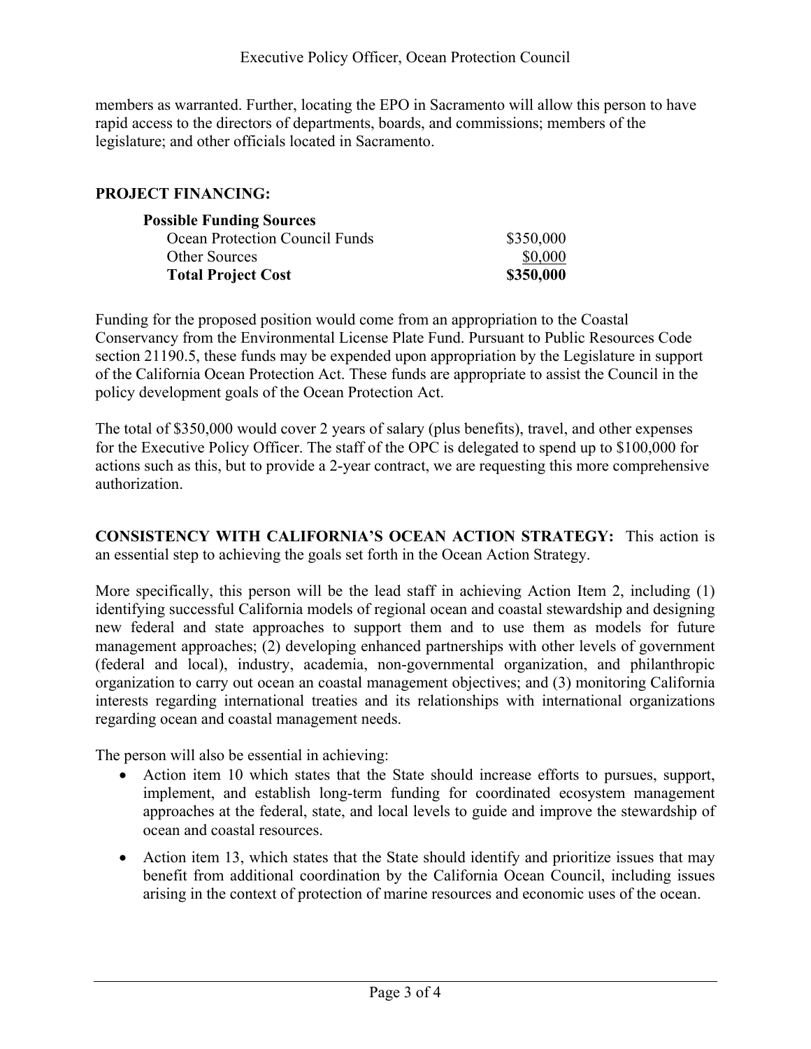members as warranted. Further, locating the EPO in Sacramento will allow this person to have rapid access to the directors of departments, boards, and commissions; members of the legislature; and other officials located in Sacramento.

**PROJECT FINANCING:**

| **Possible Funding Sources** | |
|---|---|
| Ocean Protection Council Funds | $350,000 |
| Other Sources | $0,000 |
| **Total Project Cost** | **$350,000** |

Funding for the proposed position would come from an appropriation to the Coastal Conservancy from the Environmental License Plate Fund. Pursuant to Public Resources Code section 21190.5, these funds may be expended upon appropriation by the Legislature in support of the California Ocean Protection Act. These funds are appropriate to assist the Council in the policy development goals of the Ocean Protection Act.

The total of $350,000 would cover 2 years of salary (plus benefits), travel, and other expenses for the Executive Policy Officer. The staff of the OPC is delegated to spend up to $100,000 for actions such as this, but to provide a 2-year contract, we are requesting this more comprehensive authorization.

**CONSISTENCY WITH CALIFORNIA'S OCEAN ACTION STRATEGY:** This action is an essential step to achieving the goals set forth in the Ocean Action Strategy.

More specifically, this person will be the lead staff in achieving Action Item 2, including (1) identifying successful California models of regional ocean and coastal stewardship and designing new federal and state approaches to support them and to use them as models for future management approaches; (2) developing enhanced partnerships with other levels of government (federal and local), industry, academia, non-governmental organization, and philanthropic organization to carry out ocean an coastal management objectives; and (3) monitoring California interests regarding international treaties and its relationships with international organizations regarding ocean and coastal management needs.

The person will also be essential in achieving:

- Action item 10 which states that the State should increase efforts to pursues, support, implement, and establish long-term funding for coordinated ecosystem management approaches at the federal, state, and local levels to guide and improve the stewardship of ocean and coastal resources.
- Action item 13, which states that the State should identify and prioritize issues that may benefit from additional coordination by the California Ocean Council, including issues arising in the context of protection of marine resources and economic uses of the ocean.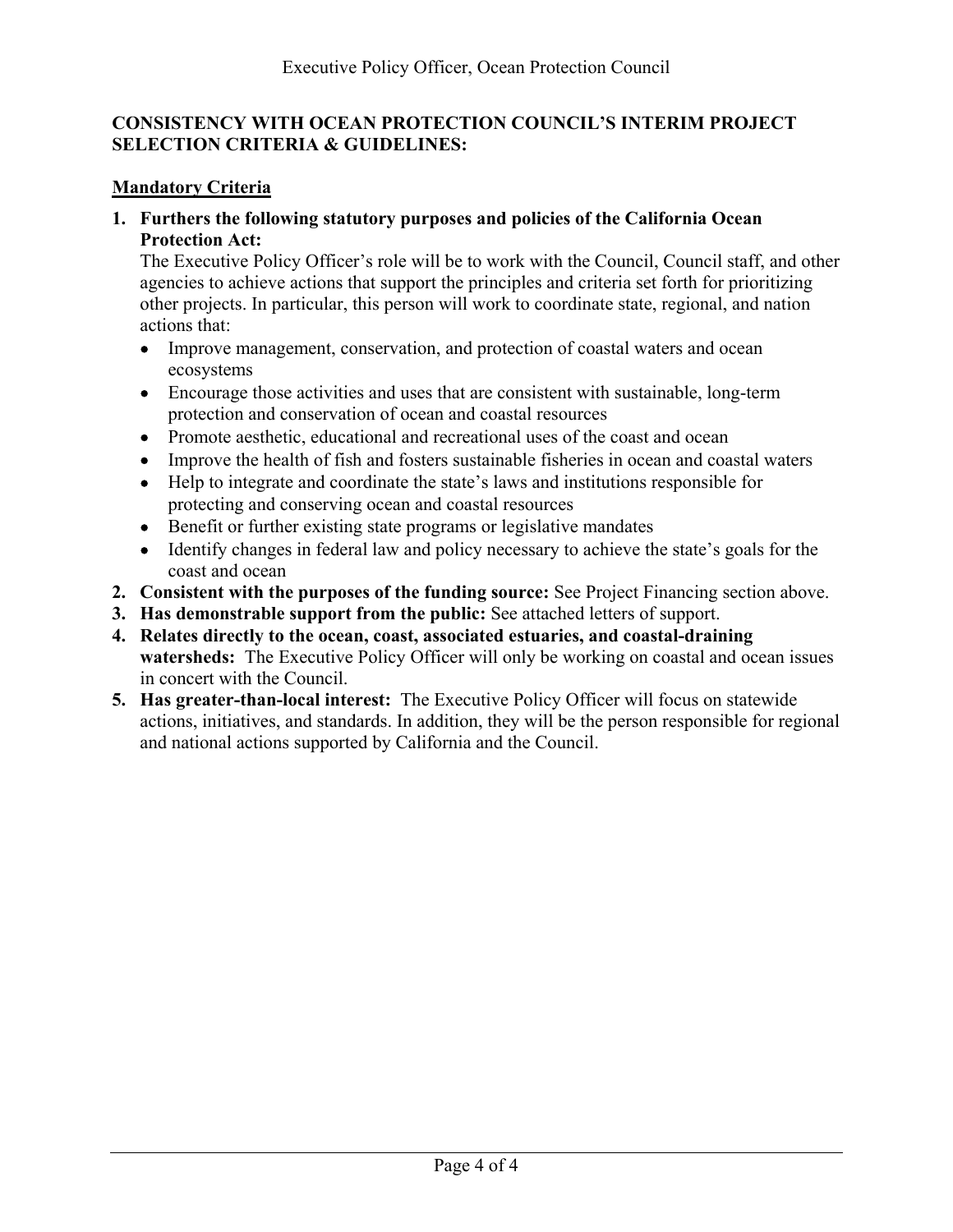**CONSISTENCY WITH OCEAN PROTECTION COUNCIL'S INTERIM PROJECT SELECTION CRITERIA & GUIDELINES:**

**Mandatory Criteria**

1. **Furthers the following statutory purposes and policies of the California Ocean Protection Act:**
   The Executive Policy Officer's role will be to work with the Council, Council staff, and other agencies to achieve actions that support the principles and criteria set forth for prioritizing other projects. In particular, this person will work to coordinate state, regional, and nation actions that:
   - Improve management, conservation, and protection of coastal waters and ocean ecosystems
   - Encourage those activities and uses that are consistent with sustainable, long-term protection and conservation of ocean and coastal resources
   - Promote aesthetic, educational and recreational uses of the coast and ocean
   - Improve the health of fish and fosters sustainable fisheries in ocean and coastal waters
   - Help to integrate and coordinate the state's laws and institutions responsible for protecting and conserving ocean and coastal resources
   - Benefit or further existing state programs or legislative mandates
   - Identify changes in federal law and policy necessary to achieve the state's goals for the coast and ocean
2. **Consistent with the purposes of the funding source:** See Project Financing section above.
3. **Has demonstrable support from the public:** See attached letters of support.
4. **Relates directly to the ocean, coast, associated estuaries, and coastal-draining watersheds:** The Executive Policy Officer will only be working on coastal and ocean issues in concert with the Council.
5. **Has greater-than-local interest:** The Executive Policy Officer will focus on statewide actions, initiatives, and standards. In addition, they will be the person responsible for regional and national actions supported by California and the Council.